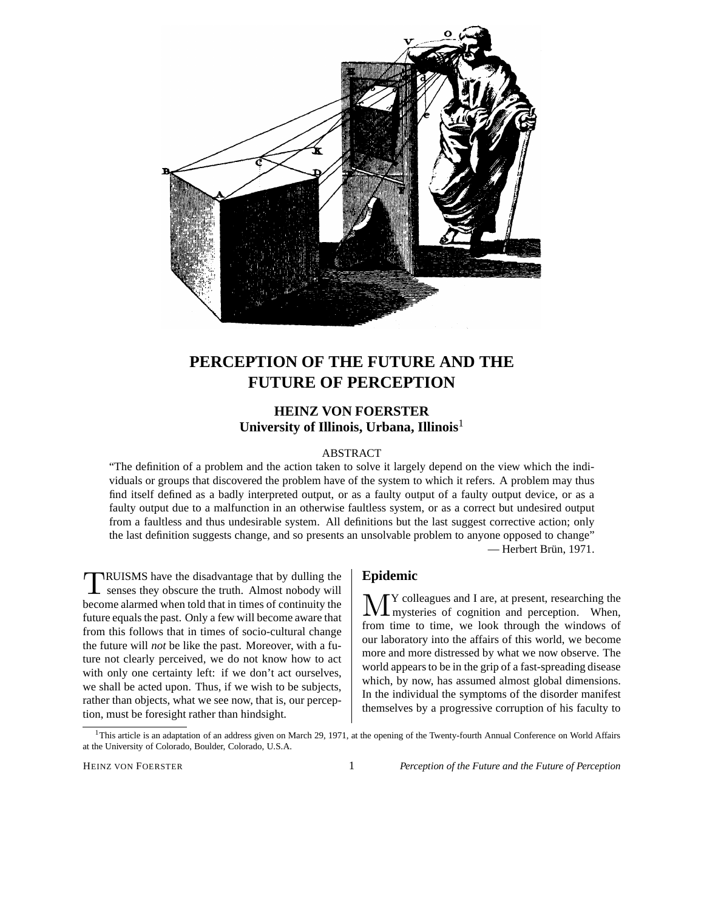# PERCEPTION OF THE FUTURE AND THE FUTURE OF PERCEPTION

**HEINZ VON FOERSTER**
**University of Illinois, Urbana, Illinois**[1]

ABSTRACT

"The definition of a problem and the action taken to solve it largely depend on the view which the individuals or groups that discovered the problem have of the system to which it refers. A problem may thus find itself defined as a badly interpreted output, or as a faulty output of a faulty output device, or as a faulty output due to a malfunction in an otherwise faultless system, or as a correct but undesired output from a faultless and thus undesirable system. All definitions but the last suggest corrective action; only the last definition suggests change, and so presents an unsolvable problem to anyone opposed to change"
— Herbert Brün, 1971.

TRUISMS have the disadvantage that by dulling the senses they obscure the truth. Almost nobody will become alarmed when told that in times of continuity the future equals the past. Only a few will become aware that from this follows that in times of socio-cultural change the future will *not* be like the past. Moreover, with a future not clearly perceived, we do not know how to act with only one certainty left: if we don't act ourselves, we shall be acted upon. Thus, if we wish to be subjects, rather than objects, what we see now, that is, our perception, must be foresight rather than hindsight.

## Epidemic

MY colleagues and I are, at present, researching the mysteries of cognition and perception. When, from time to time, we look through the windows of our laboratory into the affairs of this world, we become more and more distressed by what we now observe. The world appears to be in the grip of a fast-spreading disease which, by now, has assumed almost global dimensions. In the individual the symptoms of the disorder manifest themselves by a progressive corruption of his faculty to

[1] This article is an adaptation of an address given on March 29, 1971, at the opening of the Twenty-fourth Annual Conference on World Affairs at the University of Colorado, Boulder, Colorado, U.S.A.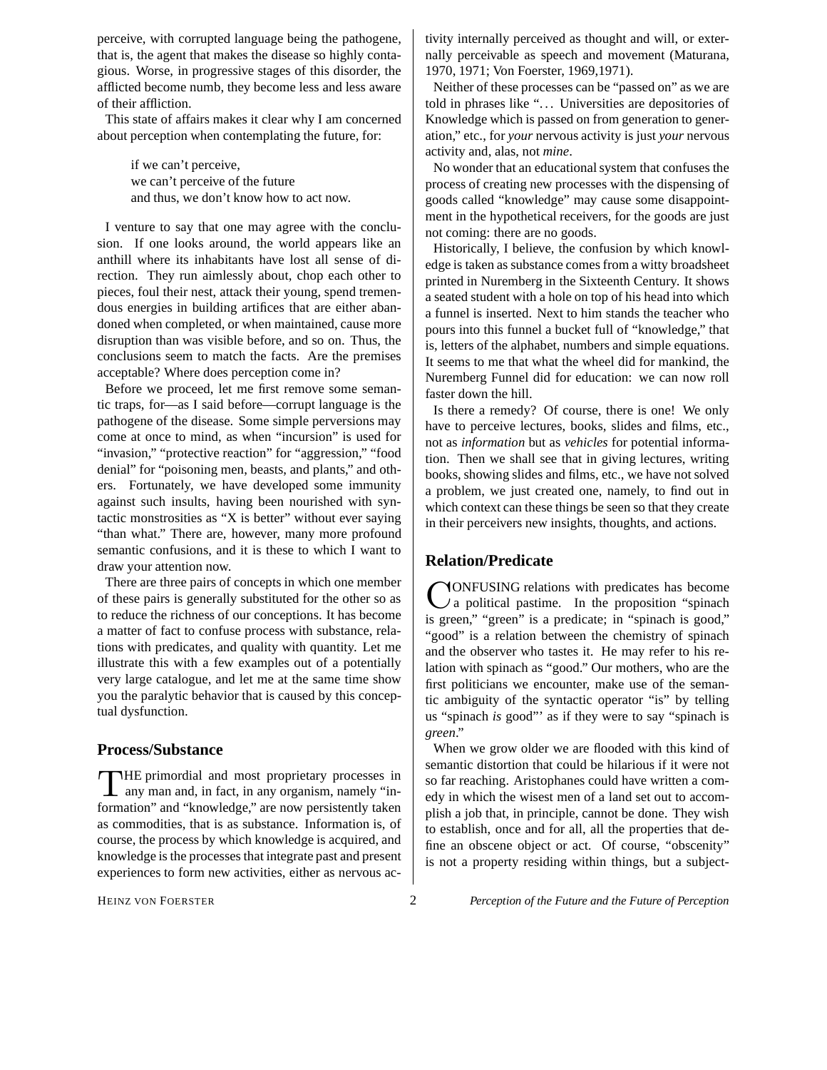perceive, with corrupted language being the pathogene, that is, the agent that makes the disease so highly contagious. Worse, in progressive stages of this disorder, the afflicted become numb, they become less and less aware of their affliction.

This state of affairs makes it clear why I am concerned about perception when contemplating the future, for:

> if we can't perceive,
> we can't perceive of the future
> and thus, we don't know how to act now.

I venture to say that one may agree with the conclusion. If one looks around, the world appears like an anthill where its inhabitants have lost all sense of direction. They run aimlessly about, chop each other to pieces, foul their nest, attack their young, spend tremendous energies in building artifices that are either abandoned when completed, or when maintained, cause more disruption than was visible before, and so on. Thus, the conclusions seem to match the facts. Are the premises acceptable? Where does perception come in?

Before we proceed, let me first remove some semantic traps, for—as I said before—corrupt language is the pathogene of the disease. Some simple perversions may come at once to mind, as when "incursion" is used for "invasion," "protective reaction" for "aggression," "food denial" for "poisoning men, beasts, and plants," and others. Fortunately, we have developed some immunity against such insults, having been nourished with syntactic monstrosities as "X is better" without ever saying "than what." There are, however, many more profound semantic confusions, and it is these to which I want to draw your attention now.

There are three pairs of concepts in which one member of these pairs is generally substituted for the other so as to reduce the richness of our conceptions. It has become a matter of fact to confuse process with substance, relations with predicates, and quality with quantity. Let me illustrate this with a few examples out of a potentially very large catalogue, and let me at the same time show you the paralytic behavior that is caused by this conceptual dysfunction.

## Process/Substance

THE primordial and most proprietary processes in any man and, in fact, in any organism, namely "information" and "knowledge," are now persistently taken as commodities, that is as substance. Information is, of course, the process by which knowledge is acquired, and knowledge is the processes that integrate past and present experiences to form new activities, either as nervous activity internally perceived as thought and will, or externally perceivable as speech and movement (Maturana, 1970, 1971; Von Foerster, 1969,1971).

Neither of these processes can be "passed on" as we are told in phrases like "... Universities are depositories of Knowledge which is passed on from generation to generation," etc., for *your* nervous activity is just *your* nervous activity and, alas, not *mine*.

No wonder that an educational system that confuses the process of creating new processes with the dispensing of goods called "knowledge" may cause some disappointment in the hypothetical receivers, for the goods are just not coming: there are no goods.

Historically, I believe, the confusion by which knowledge is taken as substance comes from a witty broadsheet printed in Nuremberg in the Sixteenth Century. It shows a seated student with a hole on top of his head into which a funnel is inserted. Next to him stands the teacher who pours into this funnel a bucket full of "knowledge," that is, letters of the alphabet, numbers and simple equations. It seems to me that what the wheel did for mankind, the Nuremberg Funnel did for education: we can now roll faster down the hill.

Is there a remedy? Of course, there is one! We only have to perceive lectures, books, slides and films, etc., not as *information* but as *vehicles* for potential information. Then we shall see that in giving lectures, writing books, showing slides and films, etc., we have not solved a problem, we just created one, namely, to find out in which context can these things be seen so that they create in their perceivers new insights, thoughts, and actions.

## Relation/Predicate

CONFUSING relations with predicates has become a political pastime. In the proposition "spinach is green," "green" is a predicate; in "spinach is good," "good" is a relation between the chemistry of spinach and the observer who tastes it. He may refer to his relation with spinach as "good." Our mothers, who are the first politicians we encounter, make use of the semantic ambiguity of the syntactic operator "is" by telling us "spinach *is* good"' as if they were to say "spinach is *green*."

When we grow older we are flooded with this kind of semantic distortion that could be hilarious if it were not so far reaching. Aristophanes could have written a comedy in which the wisest men of a land set out to accomplish a job that, in principle, cannot be done. They wish to establish, once and for all, all the properties that define an obscene object or act. Of course, "obscenity" is not a property residing within things, but a subject-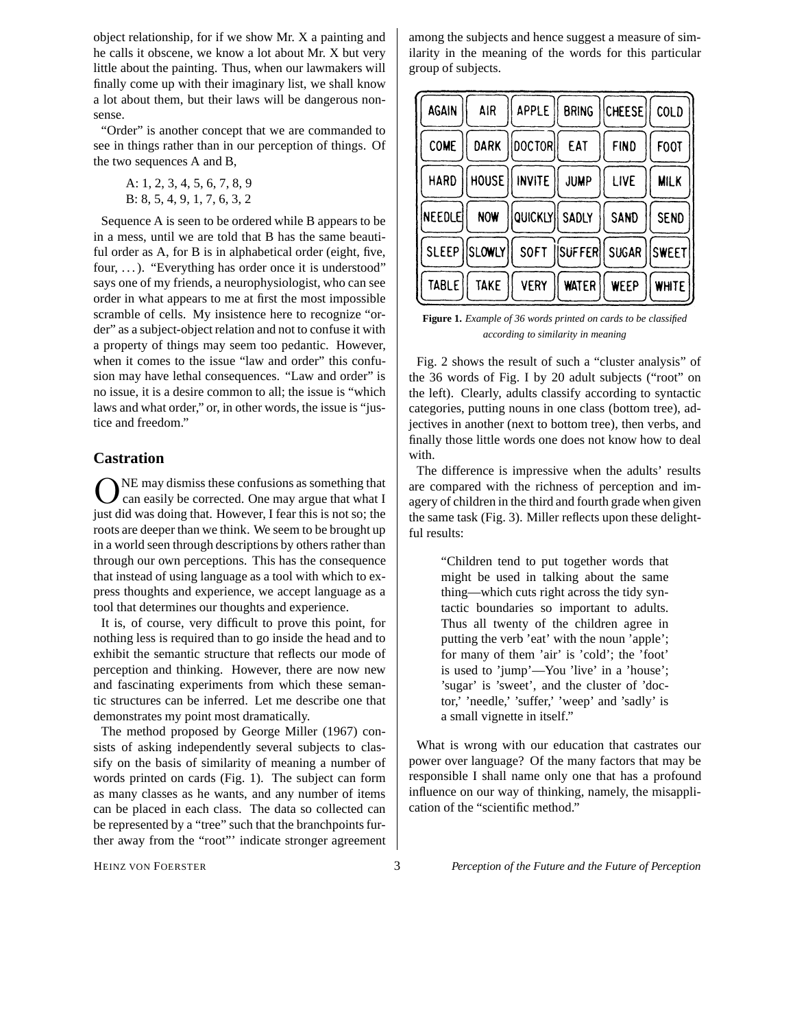object relationship, for if we show Mr. X a painting and he calls it obscene, we know a lot about Mr. X but very little about the painting. Thus, when our lawmakers will finally come up with their imaginary list, we shall know a lot about them, but their laws will be dangerous nonsense.

"Order" is another concept that we are commanded to see in things rather than in our perception of things. Of the two sequences A and B,

> A: 1, 2, 3, 4, 5, 6, 7, 8, 9
> B: 8, 5, 4, 9, 1, 7, 6, 3, 2

Sequence A is seen to be ordered while B appears to be in a mess, until we are told that B has the same beautiful order as A, for B is in alphabetical order (eight, five, four, . . . ). "Everything has order once it is understood" says one of my friends, a neurophysiologist, who can see order in what appears to me at first the most impossible scramble of cells. My insistence here to recognize "order" as a subject-object relation and not to confuse it with a property of things may seem too pedantic. However, when it comes to the issue "law and order" this confusion may have lethal consequences. "Law and order" is no issue, it is a desire common to all; the issue is "which laws and what order," or, in other words, the issue is "justice and freedom."

## Castration

ONE may dismiss these confusions as something that can easily be corrected. One may argue that what I just did was doing that. However, I fear this is not so; the roots are deeper than we think. We seem to be brought up in a world seen through descriptions by others rather than through our own perceptions. This has the consequence that instead of using language as a tool with which to express thoughts and experience, we accept language as a tool that determines our thoughts and experience.

It is, of course, very difficult to prove this point, for nothing less is required than to go inside the head and to exhibit the semantic structure that reflects our mode of perception and thinking. However, there are now new and fascinating experiments from which these semantic structures can be inferred. Let me describe one that demonstrates my point most dramatically.

The method proposed by George Miller (1967) consists of asking independently several subjects to classify on the basis of similarity of meaning a number of words printed on cards (Fig. 1). The subject can form as many classes as he wants, and any number of items can be placed in each class. The data so collected can be represented by a "tree" such that the branchpoints further away from the "root"' indicate stronger agreement among the subjects and hence suggest a measure of similarity in the meaning of the words for this particular group of subjects.

| | | | | | |
|---|---|---|---|---|---|
| AGAIN | AIR | APPLE | BRING | CHEESE | COLD |
| COME | DARK | DOCTOR | EAT | FIND | FOOT |
| HARD | HOUSE | INVITE | JUMP | LIVE | MILK |
| NEEDLE | NOW | QUICKLY | SADLY | SAND | SEND |
| SLEEP | SLOWLY | SOFT | SUFFER | SUGAR | SWEET |
| TABLE | TAKE | VERY | WATER | WEEP | WHITE |

**Figure 1.** *Example of 36 words printed on cards to be classified according to similarity in meaning*

Fig. 2 shows the result of such a "cluster analysis" of the 36 words of Fig. I by 20 adult subjects ("root" on the left). Clearly, adults classify according to syntactic categories, putting nouns in one class (bottom tree), adjectives in another (next to bottom tree), then verbs, and finally those little words one does not know how to deal with.

The difference is impressive when the adults' results are compared with the richness of perception and imagery of children in the third and fourth grade when given the same task (Fig. 3). Miller reflects upon these delightful results:

> "Children tend to put together words that might be used in talking about the same thing—which cuts right across the tidy syntactic boundaries so important to adults. Thus all twenty of the children agree in putting the verb 'eat' with the noun 'apple'; for many of them 'air' is 'cold'; the 'foot' is used to 'jump'—You 'live' in a 'house'; 'sugar' is 'sweet', and the cluster of 'doctor,' 'needle,' 'suffer,' 'weep' and 'sadly' is a small vignette in itself."

What is wrong with our education that castrates our power over language? Of the many factors that may be responsible I shall name only one that has a profound influence on our way of thinking, namely, the misapplication of the "scientific method."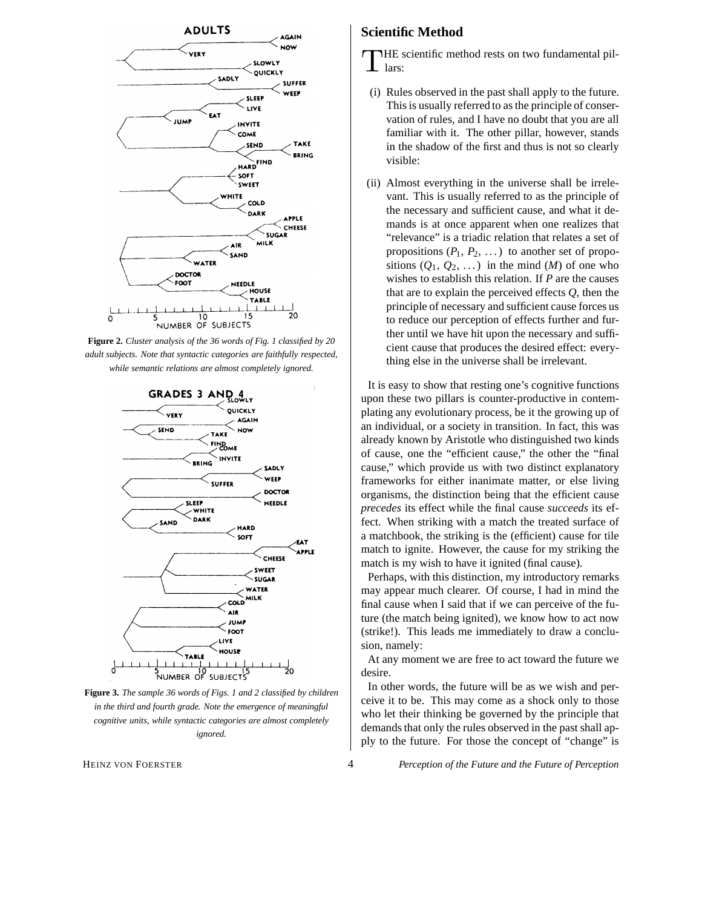**Figure 2.** *Cluster analysis of the 36 words of Fig. 1 classified by 20 adult subjects. Note that syntactic categories are faithfully respected, while semantic relations are almost completely ignored.*

**Figure 3.** *The sample 36 words of Figs. 1 and 2 classified by children in the third and fourth grade. Note the emergence of meaningful cognitive units, while syntactic categories are almost completely ignored.*

## Scientific Method

THE scientific method rests on two fundamental pillars:

(i) Rules observed in the past shall apply to the future. This is usually referred to as the principle of conservation of rules, and I have no doubt that you are all familiar with it. The other pillar, however, stands in the shadow of the first and thus is not so clearly visible:

(ii) Almost everything in the universe shall be irrelevant. This is usually referred to as the principle of the necessary and sufficient cause, and what it demands is at once apparent when one realizes that "relevance" is a triadic relation that relates a set of propositions ($P_1$, $P_2$, ...) to another set of propositions ($Q_1$, $Q_2$, ...) in the mind ($M$) of one who wishes to establish this relation. If $P$ are the causes that are to explain the perceived effects $Q$, then the principle of necessary and sufficient cause forces us to reduce our perception of effects further and further until we have hit upon the necessary and sufficient cause that produces the desired effect: everything else in the universe shall be irrelevant.

It is easy to show that resting one's cognitive functions upon these two pillars is counter-productive in contemplating any evolutionary process, be it the growing up of an individual, or a society in transition. In fact, this was already known by Aristotle who distinguished two kinds of cause, one the "efficient cause," the other the "final cause," which provide us with two distinct explanatory frameworks for either inanimate matter, or else living organisms, the distinction being that the efficient cause *precedes* its effect while the final cause *succeeds* its effect. When striking with a match the treated surface of a matchbook, the striking is the (efficient) cause for tile match to ignite. However, the cause for my striking the match is my wish to have it ignited (final cause).

Perhaps, with this distinction, my introductory remarks may appear much clearer. Of course, I had in mind the final cause when I said that if we can perceive of the future (the match being ignited), we know how to act now (strike!). This leads me immediately to draw a conclusion, namely:

At any moment we are free to act toward the future we desire.

In other words, the future will be as we wish and perceive it to be. This may come as a shock only to those who let their thinking be governed by the principle that demands that only the rules observed in the past shall apply to the future. For those the concept of "change" is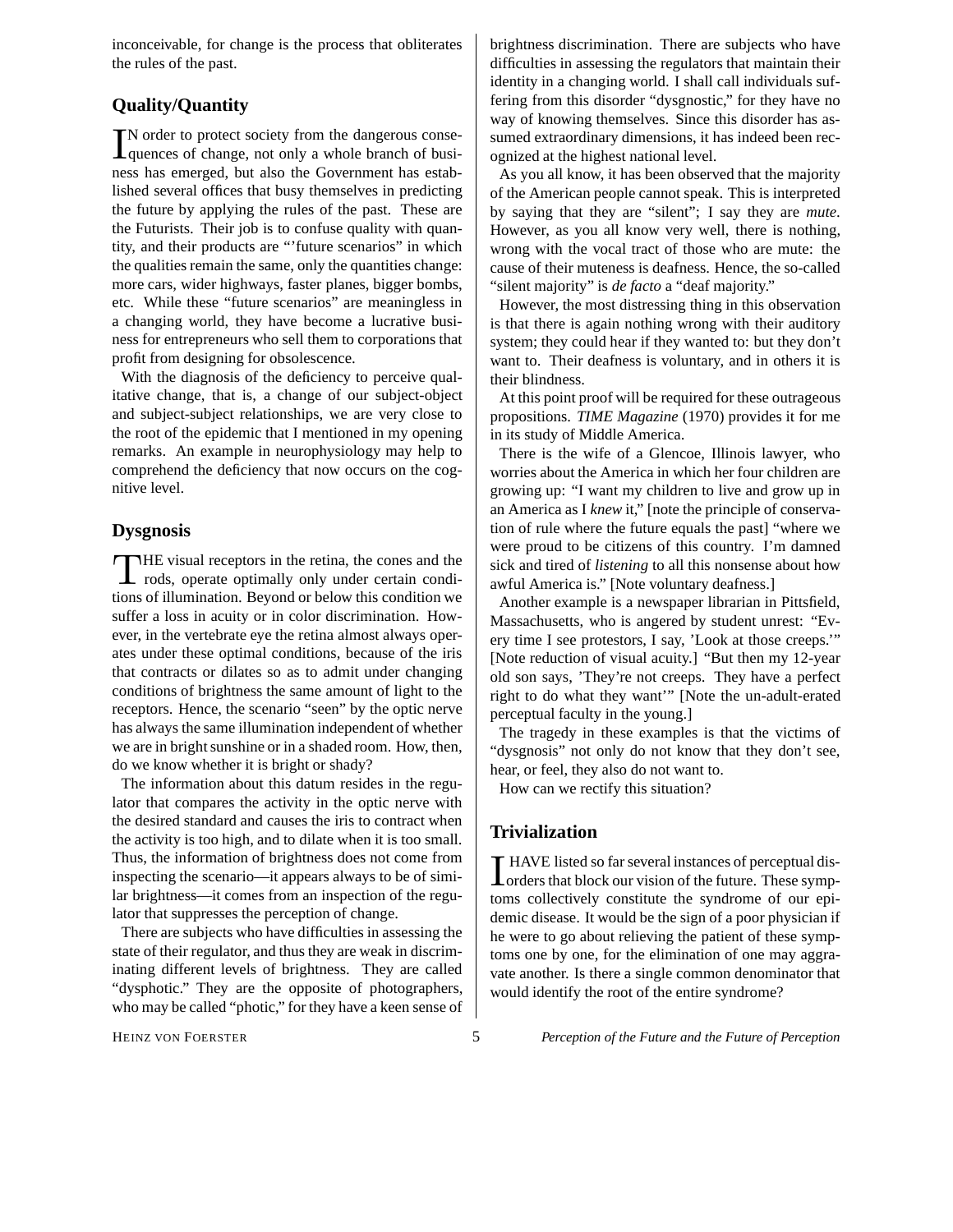inconceivable, for change is the process that obliterates the rules of the past.

## Quality/Quantity

IN order to protect society from the dangerous consequences of change, not only a whole branch of business has emerged, but also the Government has established several offices that busy themselves in predicting the future by applying the rules of the past. These are the Futurists. Their job is to confuse quality with quantity, and their products are "'future scenarios" in which the qualities remain the same, only the quantities change: more cars, wider highways, faster planes, bigger bombs, etc. While these "future scenarios" are meaningless in a changing world, they have become a lucrative business for entrepreneurs who sell them to corporations that profit from designing for obsolescence.

With the diagnosis of the deficiency to perceive qualitative change, that is, a change of our subject-object and subject-subject relationships, we are very close to the root of the epidemic that I mentioned in my opening remarks. An example in neurophysiology may help to comprehend the deficiency that now occurs on the cognitive level.

## Dysgnosis

THE visual receptors in the retina, the cones and the rods, operate optimally only under certain conditions of illumination. Beyond or below this condition we suffer a loss in acuity or in color discrimination. However, in the vertebrate eye the retina almost always operates under these optimal conditions, because of the iris that contracts or dilates so as to admit under changing conditions of brightness the same amount of light to the receptors. Hence, the scenario "seen" by the optic nerve has always the same illumination independent of whether we are in bright sunshine or in a shaded room. How, then, do we know whether it is bright or shady?

The information about this datum resides in the regulator that compares the activity in the optic nerve with the desired standard and causes the iris to contract when the activity is too high, and to dilate when it is too small. Thus, the information of brightness does not come from inspecting the scenario—it appears always to be of similar brightness—it comes from an inspection of the regulator that suppresses the perception of change.

There are subjects who have difficulties in assessing the state of their regulator, and thus they are weak in discriminating different levels of brightness. They are called "dysphotic." They are the opposite of photographers, who may be called "photic," for they have a keen sense of brightness discrimination. There are subjects who have difficulties in assessing the regulators that maintain their identity in a changing world. I shall call individuals suffering from this disorder "dysgnostic," for they have no way of knowing themselves. Since this disorder has assumed extraordinary dimensions, it has indeed been recognized at the highest national level.

As you all know, it has been observed that the majority of the American people cannot speak. This is interpreted by saying that they are "silent"; I say they are *mute*. However, as you all know very well, there is nothing, wrong with the vocal tract of those who are mute: the cause of their muteness is deafness. Hence, the so-called "silent majority" is *de facto* a "deaf majority."

However, the most distressing thing in this observation is that there is again nothing wrong with their auditory system; they could hear if they wanted to: but they don't want to. Their deafness is voluntary, and in others it is their blindness.

At this point proof will be required for these outrageous propositions. *TIME Magazine* (1970) provides it for me in its study of Middle America.

There is the wife of a Glencoe, Illinois lawyer, who worries about the America in which her four children are growing up: "I want my children to live and grow up in an America as I *knew* it," [note the principle of conservation of rule where the future equals the past] "where we were proud to be citizens of this country. I'm damned sick and tired of *listening* to all this nonsense about how awful America is." [Note voluntary deafness.]

Another example is a newspaper librarian in Pittsfield, Massachusetts, who is angered by student unrest: "Every time I see protestors, I say, 'Look at those creeps.'" [Note reduction of visual acuity.] "But then my 12-year old son says, 'They're not creeps. They have a perfect right to do what they want'" [Note the un-adult-erated perceptual faculty in the young.]

The tragedy in these examples is that the victims of "dysgnosis" not only do not know that they don't see, hear, or feel, they also do not want to.

How can we rectify this situation?

## Trivialization

I HAVE listed so far several instances of perceptual disorders that block our vision of the future. These symptoms collectively constitute the syndrome of our epidemic disease. It would be the sign of a poor physician if he were to go about relieving the patient of these symptoms one by one, for the elimination of one may aggravate another. Is there a single common denominator that would identify the root of the entire syndrome?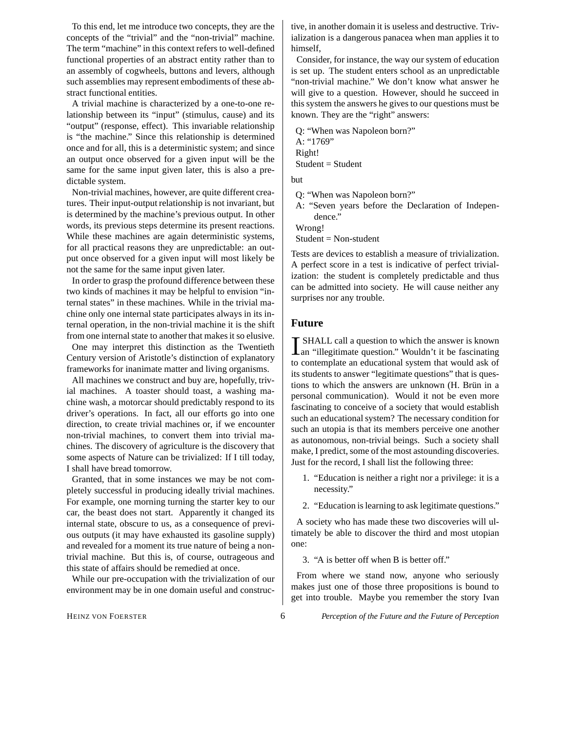To this end, let me introduce two concepts, they are the concepts of the "trivial" and the "non-trivial" machine. The term "machine" in this context refers to well-defined functional properties of an abstract entity rather than to an assembly of cogwheels, buttons and levers, although such assemblies may represent embodiments of these abstract functional entities.

A trivial machine is characterized by a one-to-one relationship between its "input" (stimulus, cause) and its "output" (response, effect). This invariable relationship is "the machine." Since this relationship is determined once and for all, this is a deterministic system; and since an output once observed for a given input will be the same for the same input given later, this is also a predictable system.

Non-trivial machines, however, are quite different creatures. Their input-output relationship is not invariant, but is determined by the machine's previous output. In other words, its previous steps determine its present reactions. While these machines are again deterministic systems, for all practical reasons they are unpredictable: an output once observed for a given input will most likely be not the same for the same input given later.

In order to grasp the profound difference between these two kinds of machines it may be helpful to envision "internal states" in these machines. While in the trivial machine only one internal state participates always in its internal operation, in the non-trivial machine it is the shift from one internal state to another that makes it so elusive.

One may interpret this distinction as the Twentieth Century version of Aristotle's distinction of explanatory frameworks for inanimate matter and living organisms.

All machines we construct and buy are, hopefully, trivial machines. A toaster should toast, a washing machine wash, a motorcar should predictably respond to its driver's operations. In fact, all our efforts go into one direction, to create trivial machines or, if we encounter non-trivial machines, to convert them into trivial machines. The discovery of agriculture is the discovery that some aspects of Nature can be trivialized: If I till today, I shall have bread tomorrow.

Granted, that in some instances we may be not completely successful in producing ideally trivial machines. For example, one morning turning the starter key to our car, the beast does not start. Apparently it changed its internal state, obscure to us, as a consequence of previous outputs (it may have exhausted its gasoline supply) and revealed for a moment its true nature of being a non-trivial machine. But this is, of course, outrageous and this state of affairs should be remedied at once.

While our pre-occupation with the trivialization of our environment may be in one domain useful and constructive, in another domain it is useless and destructive. Trivialization is a dangerous panacea when man applies it to himself,

Consider, for instance, the way our system of education is set up. The student enters school as an unpredictable "non-trivial machine." We don't know what answer he will give to a question. However, should he succeed in this system the answers he gives to our questions must be known. They are the "right" answers:

Q: "When was Napoleon born?"
A: "1769"
Right!
Student = Student

but

Q: "When was Napoleon born?"
A: "Seven years before the Declaration of Independence."
Wrong!
Student = Non-student

Tests are devices to establish a measure of trivialization. A perfect score in a test is indicative of perfect trivialization: the student is completely predictable and thus can be admitted into society. He will cause neither any surprises nor any trouble.

## Future

I SHALL call a question to which the answer is known an "illegitimate question." Wouldn't it be fascinating to contemplate an educational system that would ask of its students to answer "legitimate questions" that is questions to which the answers are unknown (H. Brün in a personal communication). Would it not be even more fascinating to conceive of a society that would establish such an educational system? The necessary condition for such an utopia is that its members perceive one another as autonomous, non-trivial beings. Such a society shall make, I predict, some of the most astounding discoveries. Just for the record, I shall list the following three:

1. "Education is neither a right nor a privilege: it is a necessity."
2. "Education is learning to ask legitimate questions."

A society who has made these two discoveries will ultimately be able to discover the third and most utopian one:

3. "A is better off when B is better off."

From where we stand now, anyone who seriously makes just one of those three propositions is bound to get into trouble. Maybe you remember the story Ivan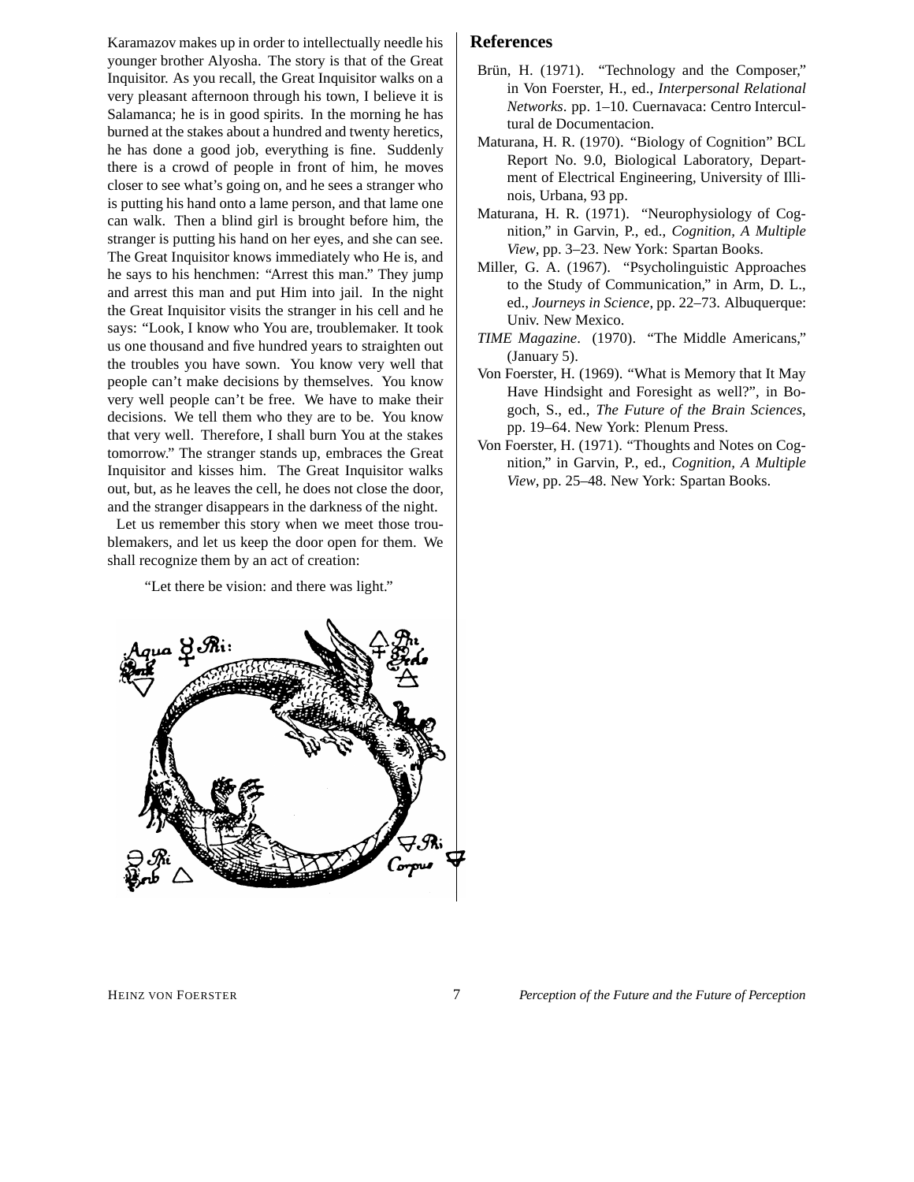Karamazov makes up in order to intellectually needle his younger brother Alyosha. The story is that of the Great Inquisitor. As you recall, the Great Inquisitor walks on a very pleasant afternoon through his town, I believe it is Salamanca; he is in good spirits. In the morning he has burned at the stakes about a hundred and twenty heretics, he has done a good job, everything is fine. Suddenly there is a crowd of people in front of him, he moves closer to see what's going on, and he sees a stranger who is putting his hand onto a lame person, and that lame one can walk. Then a blind girl is brought before him, the stranger is putting his hand on her eyes, and she can see. The Great Inquisitor knows immediately who He is, and he says to his henchmen: "Arrest this man." They jump and arrest this man and put Him into jail. In the night the Great Inquisitor visits the stranger in his cell and he says: "Look, I know who You are, troublemaker. It took us one thousand and five hundred years to straighten out the troubles you have sown. You know very well that people can't make decisions by themselves. You know very well people can't be free. We have to make their decisions. We tell them who they are to be. You know that very well. Therefore, I shall burn You at the stakes tomorrow." The stranger stands up, embraces the Great Inquisitor and kisses him. The Great Inquisitor walks out, but, as he leaves the cell, he does not close the door, and the stranger disappears in the darkness of the night.

Let us remember this story when we meet those troublemakers, and let us keep the door open for them. We shall recognize them by an act of creation:

"Let there be vision: and there was light."

## References

Brün, H. (1971). "Technology and the Composer," in Von Foerster, H., ed., *Interpersonal Relational Networks*. pp. 1–10. Cuernavaca: Centro Intercultural de Documentacion.

Maturana, H. R. (1970). "Biology of Cognition" BCL Report No. 9.0, Biological Laboratory, Department of Electrical Engineering, University of Illinois, Urbana, 93 pp.

Maturana, H. R. (1971). "Neurophysiology of Cognition," in Garvin, P., ed., *Cognition, A Multiple View*, pp. 3–23. New York: Spartan Books.

Miller, G. A. (1967). "Psycholinguistic Approaches to the Study of Communication," in Arm, D. L., ed., *Journeys in Science*, pp. 22–73. Albuquerque: Univ. New Mexico.

*TIME Magazine*. (1970). "The Middle Americans," (January 5).

Von Foerster, H. (1969). "What is Memory that It May Have Hindsight and Foresight as well?", in Bogoch, S., ed., *The Future of the Brain Sciences*, pp. 19–64. New York: Plenum Press.

Von Foerster, H. (1971). "Thoughts and Notes on Cognition," in Garvin, P., ed., *Cognition, A Multiple View*, pp. 25–48. New York: Spartan Books.